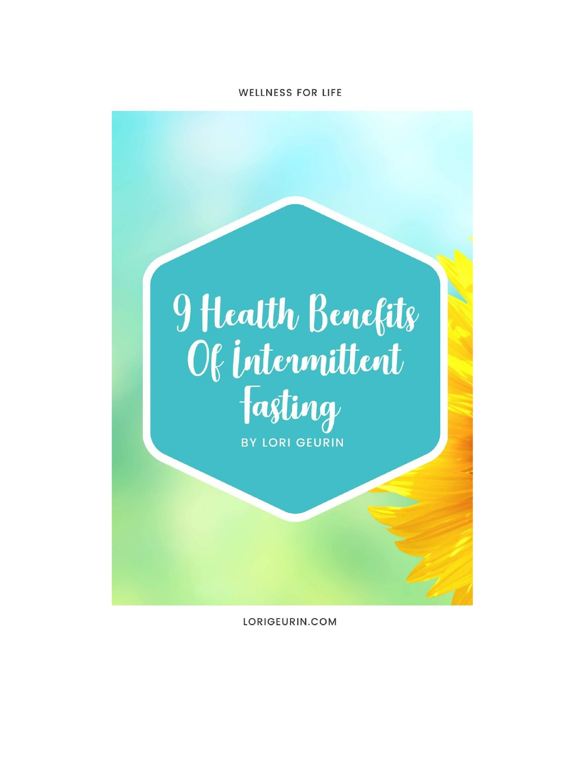WELLNESS FOR LIFE

# 9 Health Benefits Of Intermittent Fasting

BY LORI GEURIN

LORIGEURIN.COM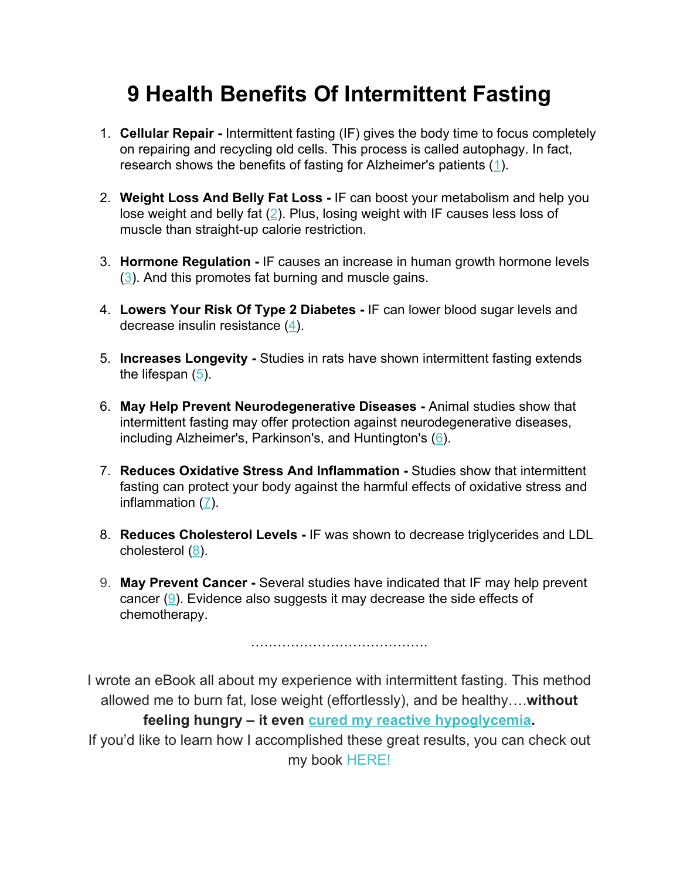# 9 Health Benefits Of Intermittent Fasting

1. **Cellular Repair -** Intermittent fasting (IF) gives the body time to focus completely on repairing and recycling old cells. This process is called autophagy. In fact, research shows the benefits of fasting for Alzheimer's patients (1).

2. **Weight Loss And Belly Fat Loss -** IF can boost your metabolism and help you lose weight and belly fat (2). Plus, losing weight with IF causes less loss of muscle than straight-up calorie restriction.

3. **Hormone Regulation -** IF causes an increase in human growth hormone levels (3). And this promotes fat burning and muscle gains.

4. **Lowers Your Risk Of Type 2 Diabetes -** IF can lower blood sugar levels and decrease insulin resistance (4).

5. **Increases Longevity -** Studies in rats have shown intermittent fasting extends the lifespan (5).

6. **May Help Prevent Neurodegenerative Diseases -** Animal studies show that intermittent fasting may offer protection against neurodegenerative diseases, including Alzheimer's, Parkinson's, and Huntington's (6).

7. **Reduces Oxidative Stress And Inflammation -** Studies show that intermittent fasting can protect your body against the harmful effects of oxidative stress and inflammation (7).

8. **Reduces Cholesterol Levels -** IF was shown to decrease triglycerides and LDL cholesterol (8).

9. **May Prevent Cancer -** Several studies have indicated that IF may help prevent cancer (9). Evidence also suggests it may decrease the side effects of chemotherapy.

…………………………………

I wrote an eBook all about my experience with intermittent fasting. This method allowed me to burn fat, lose weight (effortlessly), and be healthy….**without feeling hungry – it even cured my reactive hypoglycemia.**

If you'd like to learn how I accomplished these great results, you can check out my book HERE!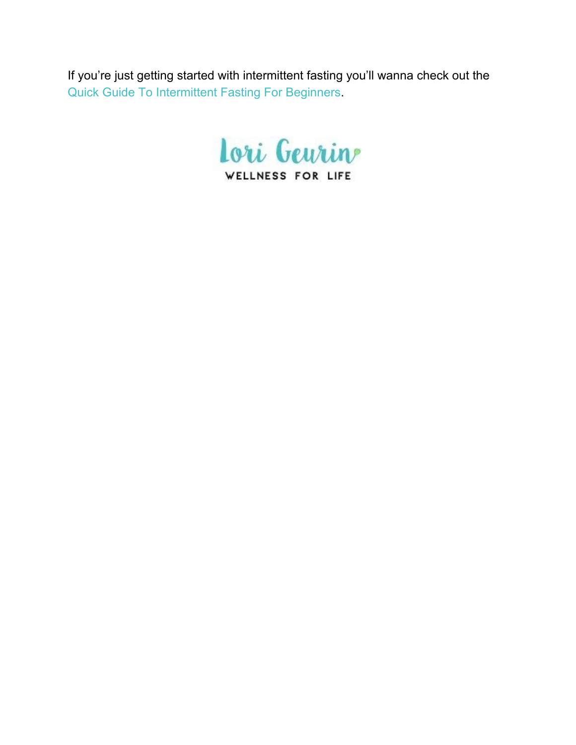If you're just getting started with intermittent fasting you'll wanna check out the Quick Guide To Intermittent Fasting For Beginners.

Lori Geurin

WELLNESS FOR LIFE